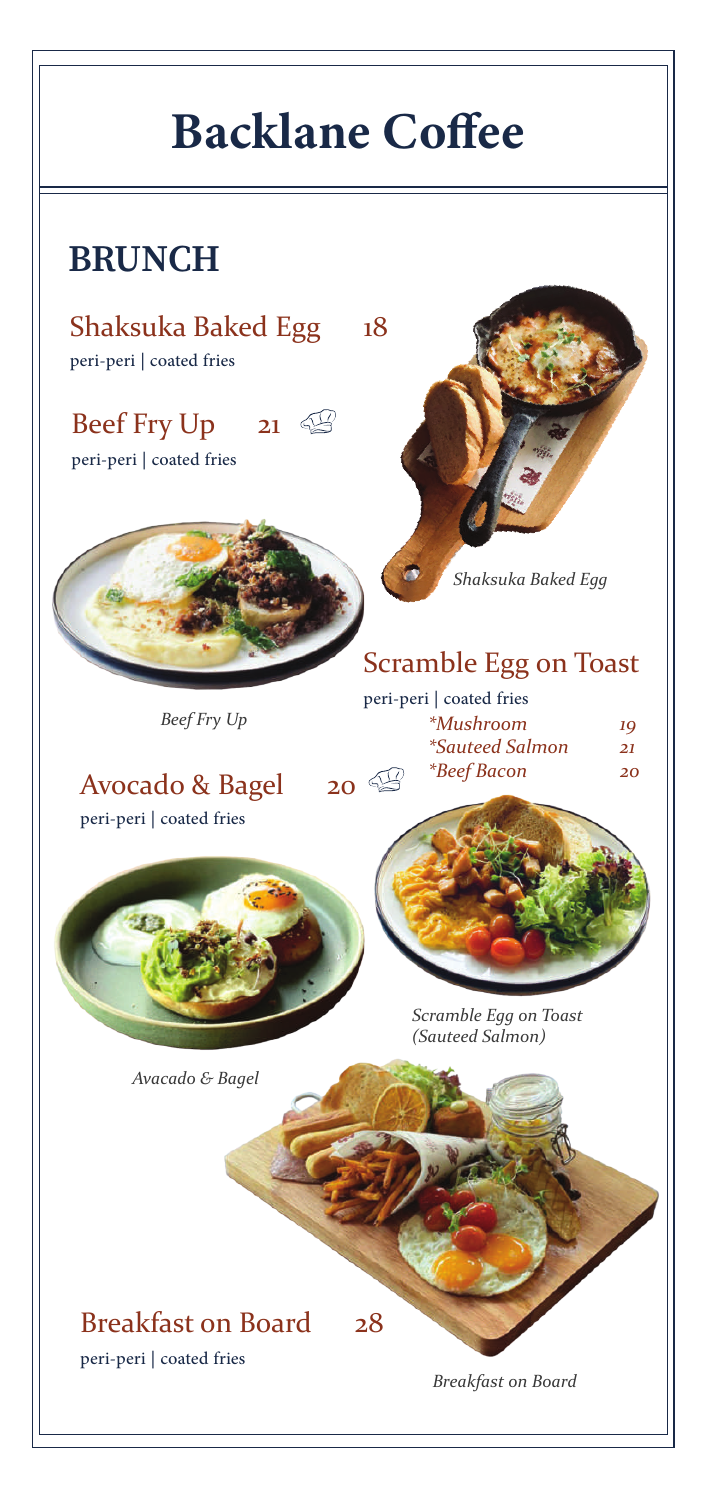# Backlane Coffee

## BRUNCH

### Shaksuka Baked Egg 18

peri-peri | coated fries

### Beef Fry Up 21

peri-peri | coated fries

*Shaksuka Baked Egg*

*Beef Fry Up*

### Scramble Egg on Toast

peri-peri | coated fries

| | |
|---|---|
| *\*Mushroom* | *19* |
| *\*Sauteed Salmon* | *21* |
| *\*Beef Bacon* | *20* |

### Avocado & Bagel 20

peri-peri | coated fries

*Scramble Egg on Toast (Sauteed Salmon)*

*Avacado & Bagel*

### Breakfast on Board 28

peri-peri | coated fries

*Breakfast on Board*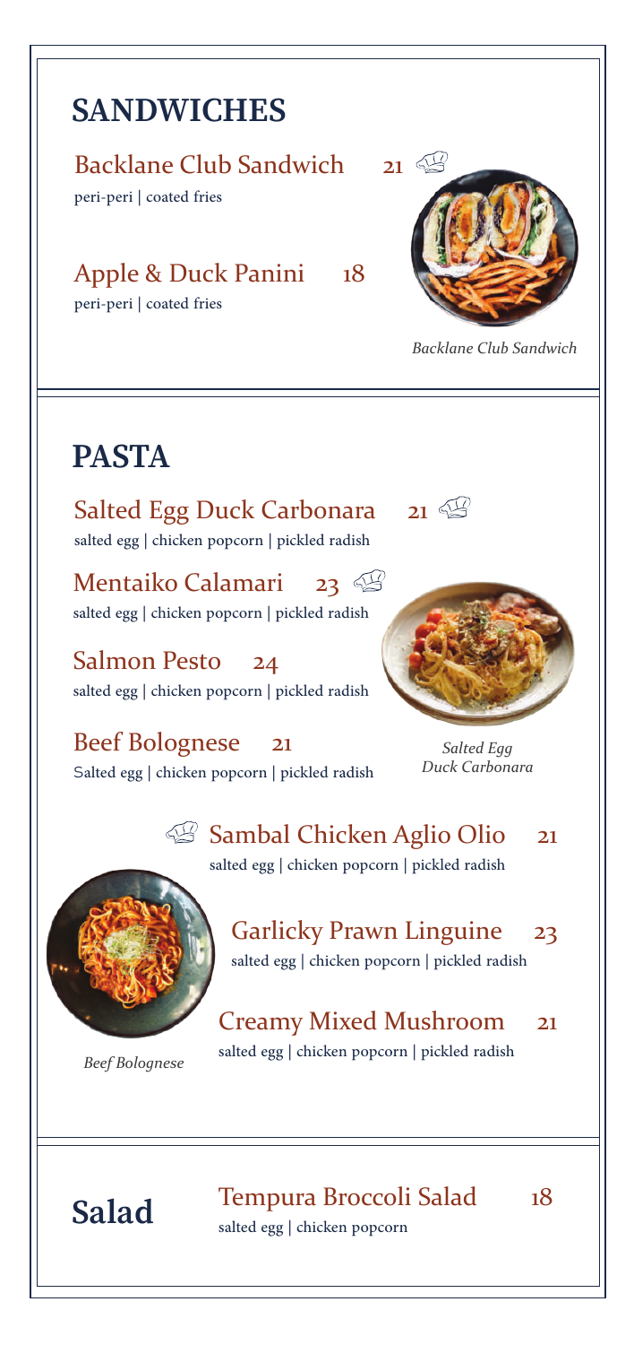## SANDWICHES

### Backlane Club Sandwich 21

peri-peri | coated fries

### Apple & Duck Panini 18

peri-peri | coated fries

*Backlane Club Sandwich*

## PASTA

### Salted Egg Duck Carbonara 21

salted egg | chicken popcorn | pickled radish

### Mentaiko Calamari 23

salted egg | chicken popcorn | pickled radish

### Salmon Pesto 24

salted egg | chicken popcorn | pickled radish

### Beef Bolognese 21

Salted egg | chicken popcorn | pickled radish

*Salted Egg Duck Carbonara*

### Sambal Chicken Aglio Olio 21

salted egg | chicken popcorn | pickled radish

### Garlicky Prawn Linguine 23

salted egg | chicken popcorn | pickled radish

### Creamy Mixed Mushroom 21

salted egg | chicken popcorn | pickled radish

*Beef Bolognese*

## Salad

### Tempura Broccoli Salad 18

salted egg | chicken popcorn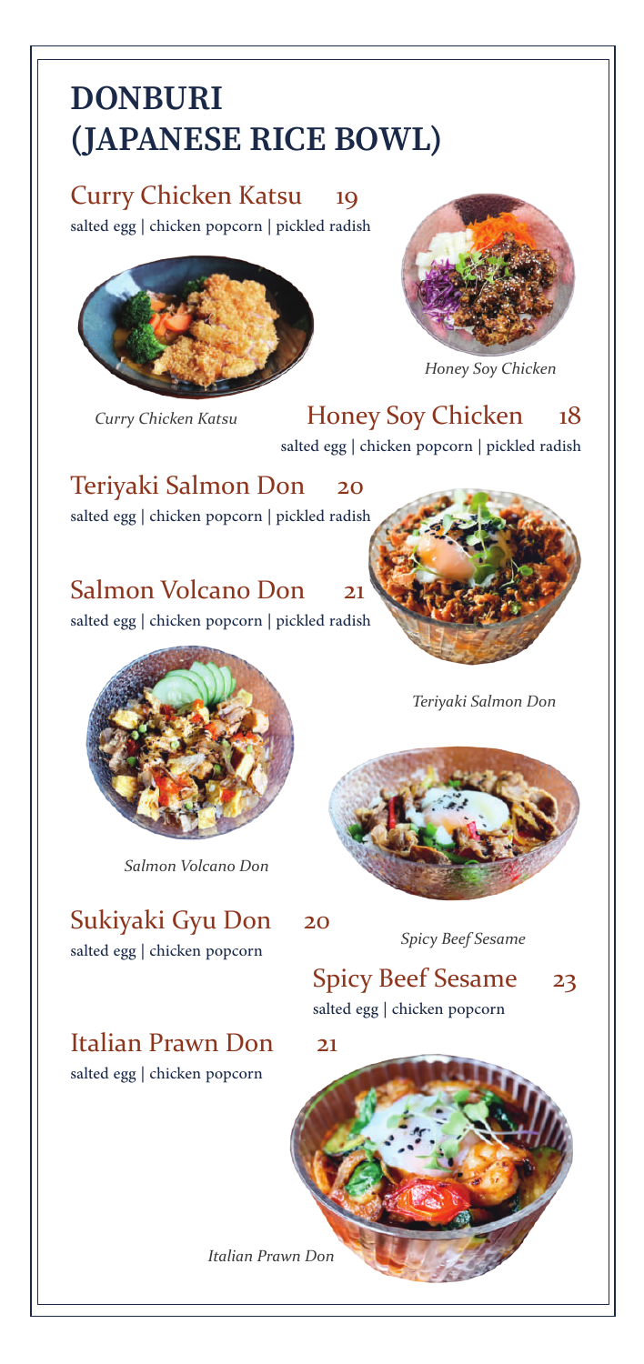# DONBURI (JAPANESE RICE BOWL)

## Curry Chicken Katsu 19

salted egg | chicken popcorn | pickled radish

*Curry Chicken Katsu*

*Honey Soy Chicken*

## Honey Soy Chicken 18

salted egg | chicken popcorn | pickled radish

## Teriyaki Salmon Don 20

salted egg | chicken popcorn | pickled radish

## Salmon Volcano Don 21

salted egg | chicken popcorn | pickled radish

*Teriyaki Salmon Don*

*Salmon Volcano Don*

## Sukiyaki Gyu Don 20

salted egg | chicken popcorn

*Spicy Beef Sesame*

## Spicy Beef Sesame 23

salted egg | chicken popcorn

## Italian Prawn Don 21

salted egg | chicken popcorn

*Italian Prawn Don*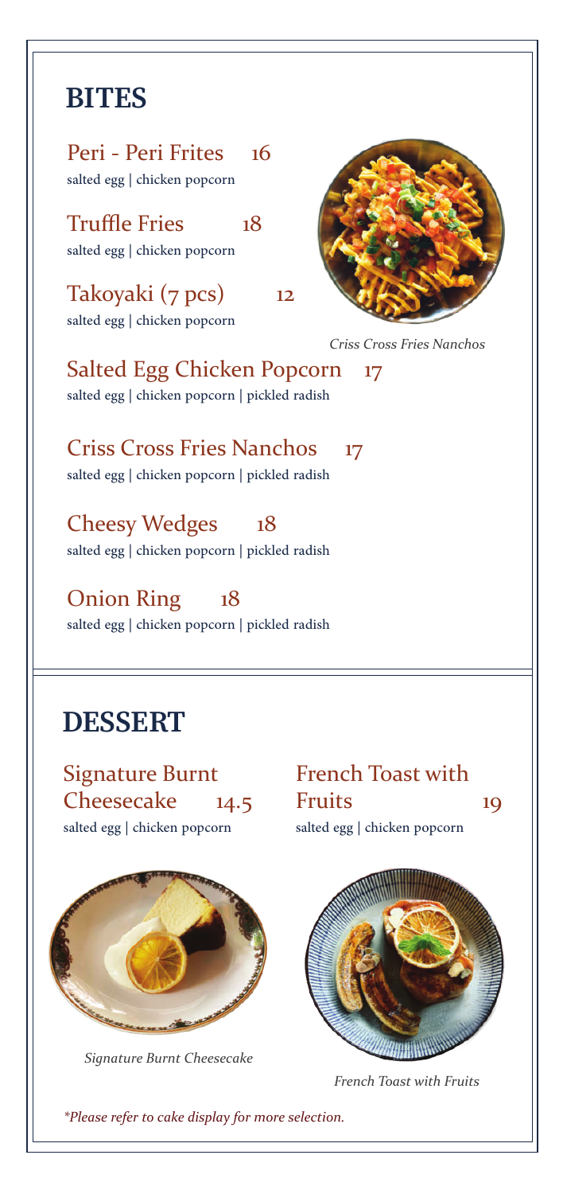# BITES

## Peri - Peri Frites 16
salted egg | chicken popcorn

## Truffle Fries 18
salted egg | chicken popcorn

## Takoyaki (7 pcs) 12
salted egg | chicken popcorn

*Criss Cross Fries Nanchos*

## Salted Egg Chicken Popcorn 17
salted egg | chicken popcorn | pickled radish

## Criss Cross Fries Nanchos 17
salted egg | chicken popcorn | pickled radish

## Cheesy Wedges 18
salted egg | chicken popcorn | pickled radish

## Onion Ring 18
salted egg | chicken popcorn | pickled radish

# DESSERT

## Signature Burnt Cheesecake 14.5
salted egg | chicken popcorn

*Signature Burnt Cheesecake*

## French Toast with Fruits 19
salted egg | chicken popcorn

*French Toast with Fruits*

*\*Please refer to cake display for more selection.*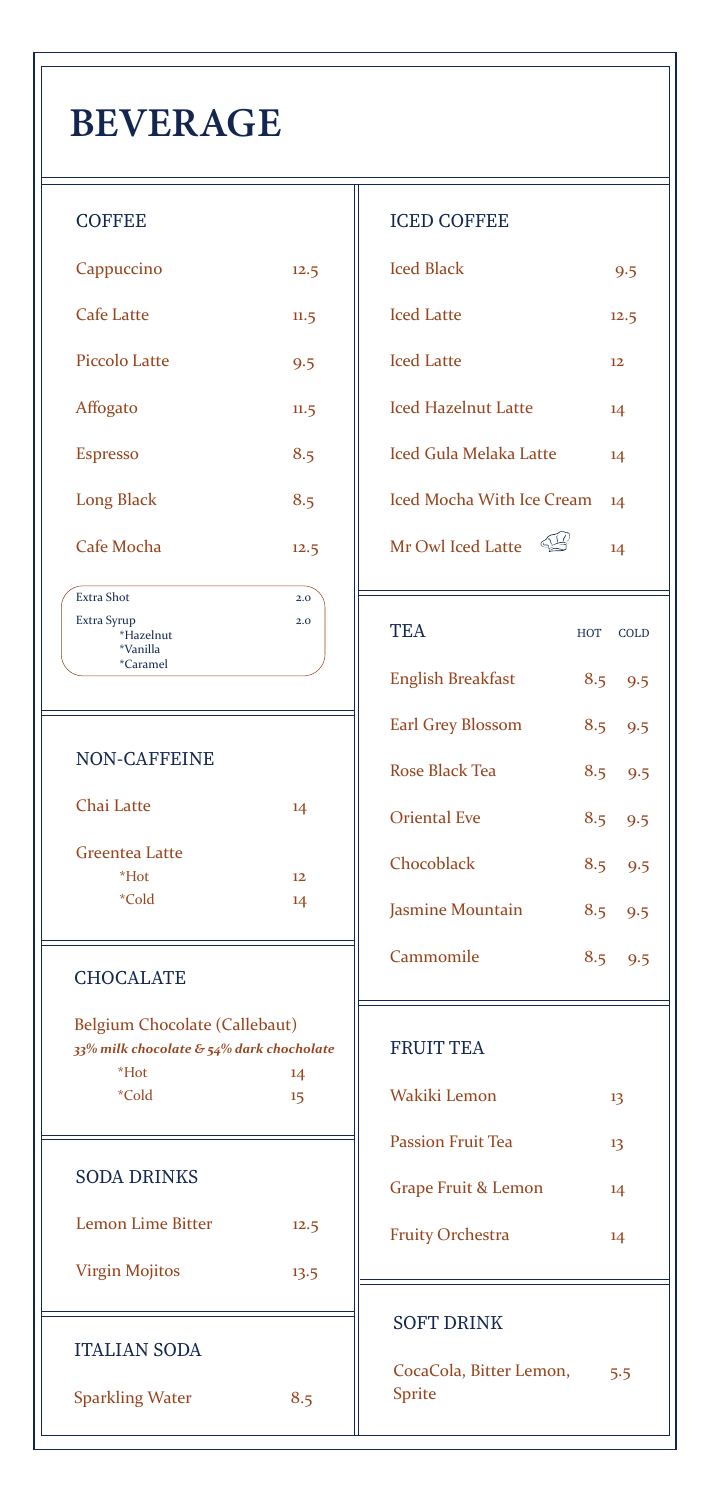# BEVERAGE

## COFFEE

| | |
|---|---|
| Cappuccino | 12.5 |
| Cafe Latte | 11.5 |
| Piccolo Latte | 9.5 |
| Affogato | 11.5 |
| Espresso | 8.5 |
| Long Black | 8.5 |
| Cafe Mocha | 12.5 |

| | |
|---|---|
| Extra Shot | 2.0 |
| Extra Syrup<br>*Hazelnut<br>*Vanilla<br>*Caramel | 2.0 |

## NON-CAFFEINE

| | |
|---|---|
| Chai Latte | 14 |
| Greentea Latte | |
| *Hot | 12 |
| *Cold | 14 |

## CHOCALATE

Belgium Chocolate (Callebaut)
***33% milk chocolate & 54% dark chocholate***

| | |
|---|---|
| *Hot | 14 |
| *Cold | 15 |

## SODA DRINKS

| | |
|---|---|
| Lemon Lime Bitter | 12.5 |
| Virgin Mojitos | 13.5 |

## ITALIAN SODA

| | |
|---|---|
| Sparkling Water | 8.5 |

## ICED COFFEE

| | |
|---|---|
| Iced Black | 9.5 |
| Iced Latte | 12.5 |
| Iced Latte | 12 |
| Iced Hazelnut Latte | 14 |
| Iced Gula Melaka Latte | 14 |
| Iced Mocha With Ice Cream | 14 |
| Mr Owl Iced Latte | 14 |

## TEA

| | HOT | COLD |
|---|---|---|
| English Breakfast | 8.5 | 9.5 |
| Earl Grey Blossom | 8.5 | 9.5 |
| Rose Black Tea | 8.5 | 9.5 |
| Oriental Eve | 8.5 | 9.5 |
| Chocoblack | 8.5 | 9.5 |
| Jasmine Mountain | 8.5 | 9.5 |
| Cammomile | 8.5 | 9.5 |

## FRUIT TEA

| | |
|---|---|
| Wakiki Lemon | 13 |
| Passion Fruit Tea | 13 |
| Grape Fruit & Lemon | 14 |
| Fruity Orchestra | 14 |

## SOFT DRINK

| | |
|---|---|
| CocaCola, Bitter Lemon, Sprite | 5.5 |